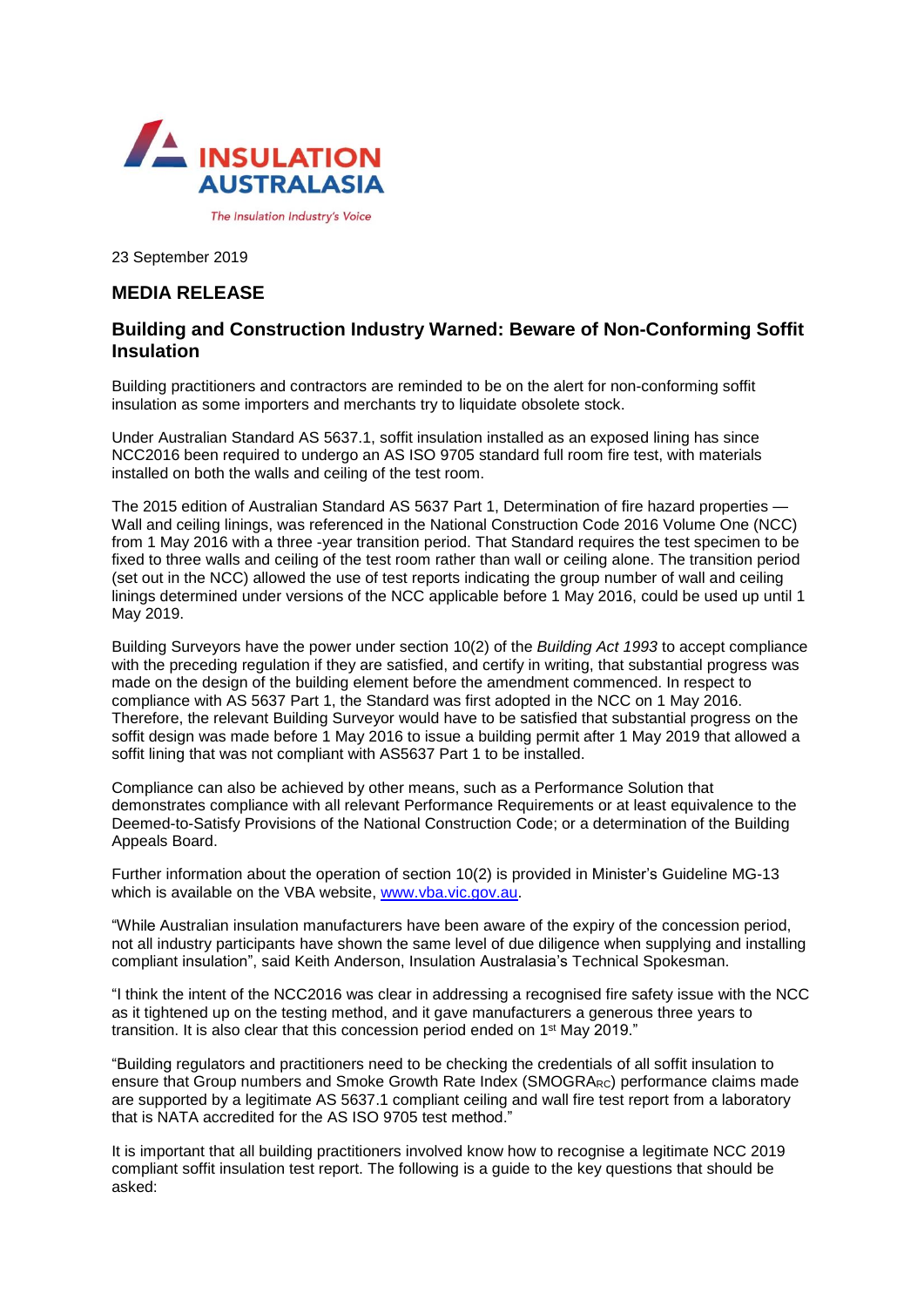INSULATION AUSTRALASIA

*The Insulation Industry's Voice*

23 September 2019

## MEDIA RELEASE

### Building and Construction Industry Warned: Beware of Non-Conforming Soffit Insulation

Building practitioners and contractors are reminded to be on the alert for non-conforming soffit insulation as some importers and merchants try to liquidate obsolete stock.

Under Australian Standard AS 5637.1, soffit insulation installed as an exposed lining has since NCC2016 been required to undergo an AS ISO 9705 standard full room fire test, with materials installed on both the walls and ceiling of the test room.

The 2015 edition of Australian Standard AS 5637 Part 1, Determination of fire hazard properties — Wall and ceiling linings, was referenced in the National Construction Code 2016 Volume One (NCC) from 1 May 2016 with a three -year transition period. That Standard requires the test specimen to be fixed to three walls and ceiling of the test room rather than wall or ceiling alone. The transition period (set out in the NCC) allowed the use of test reports indicating the group number of wall and ceiling linings determined under versions of the NCC applicable before 1 May 2016, could be used up until 1 May 2019.

Building Surveyors have the power under section 10(2) of the *Building Act 1993* to accept compliance with the preceding regulation if they are satisfied, and certify in writing, that substantial progress was made on the design of the building element before the amendment commenced. In respect to compliance with AS 5637 Part 1, the Standard was first adopted in the NCC on 1 May 2016. Therefore, the relevant Building Surveyor would have to be satisfied that substantial progress on the soffit design was made before 1 May 2016 to issue a building permit after 1 May 2019 that allowed a soffit lining that was not compliant with AS5637 Part 1 to be installed.

Compliance can also be achieved by other means, such as a Performance Solution that demonstrates compliance with all relevant Performance Requirements or at least equivalence to the Deemed-to-Satisfy Provisions of the National Construction Code; or a determination of the Building Appeals Board.

Further information about the operation of section 10(2) is provided in Minister's Guideline MG-13 which is available on the VBA website, [www.vba.vic.gov.au](www.vba.vic.gov.au).

"While Australian insulation manufacturers have been aware of the expiry of the concession period, not all industry participants have shown the same level of due diligence when supplying and installing compliant insulation", said Keith Anderson, Insulation Australasia's Technical Spokesman.

"I think the intent of the NCC2016 was clear in addressing a recognised fire safety issue with the NCC as it tightened up on the testing method, and it gave manufacturers a generous three years to transition. It is also clear that this concession period ended on 1st May 2019."

"Building regulators and practitioners need to be checking the credentials of all soffit insulation to ensure that Group numbers and Smoke Growth Rate Index ($SMOGRA_{RC}$) performance claims made are supported by a legitimate AS 5637.1 compliant ceiling and wall fire test report from a laboratory that is NATA accredited for the AS ISO 9705 test method."

It is important that all building practitioners involved know how to recognise a legitimate NCC 2019 compliant soffit insulation test report. The following is a guide to the key questions that should be asked: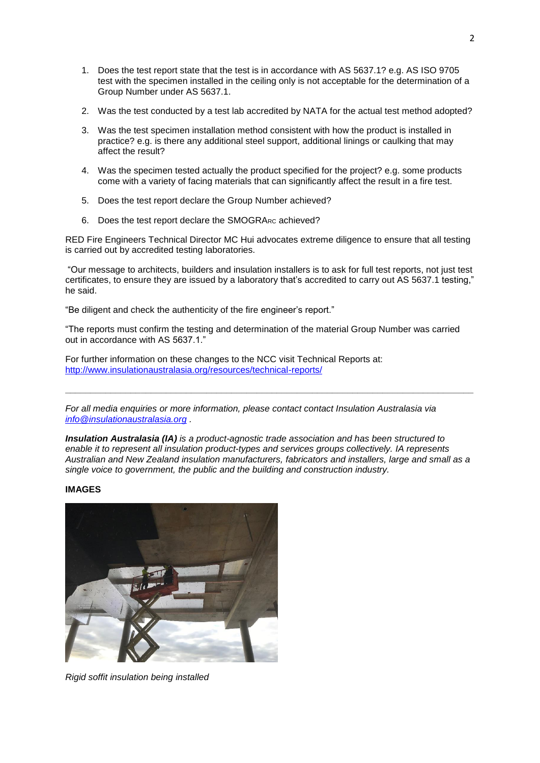1. Does the test report state that the test is in accordance with AS 5637.1? e.g. AS ISO 9705 test with the specimen installed in the ceiling only is not acceptable for the determination of a Group Number under AS 5637.1.

2. Was the test conducted by a test lab accredited by NATA for the actual test method adopted?

3. Was the test specimen installation method consistent with how the product is installed in practice? e.g. is there any additional steel support, additional linings or caulking that may affect the result?

4. Was the specimen tested actually the product specified for the project? e.g. some products come with a variety of facing materials that can significantly affect the result in a fire test.

5. Does the test report declare the Group Number achieved?

6. Does the test report declare the $SMOGRA_{RC}$ achieved?

RED Fire Engineers Technical Director MC Hui advocates extreme diligence to ensure that all testing is carried out by accredited testing laboratories.

"Our message to architects, builders and insulation installers is to ask for full test reports, not just test certificates, to ensure they are issued by a laboratory that's accredited to carry out AS 5637.1 testing," he said.

"Be diligent and check the authenticity of the fire engineer's report."

"The reports must confirm the testing and determination of the material Group Number was carried out in accordance with AS 5637.1."

For further information on these changes to the NCC visit Technical Reports at: http://www.insulationaustralasia.org/resources/technical-reports/

---

*For all media enquiries or more information, please contact contact Insulation Australasia via info@insulationaustralasia.org .*

***Insulation Australasia (IA)*** *is a product-agnostic trade association and has been structured to enable it to represent all insulation product-types and services groups collectively. IA represents Australian and New Zealand insulation manufacturers, fabricators and installers, large and small as a single voice to government, the public and the building and construction industry.*

**IMAGES**

*Rigid soffit insulation being installed*